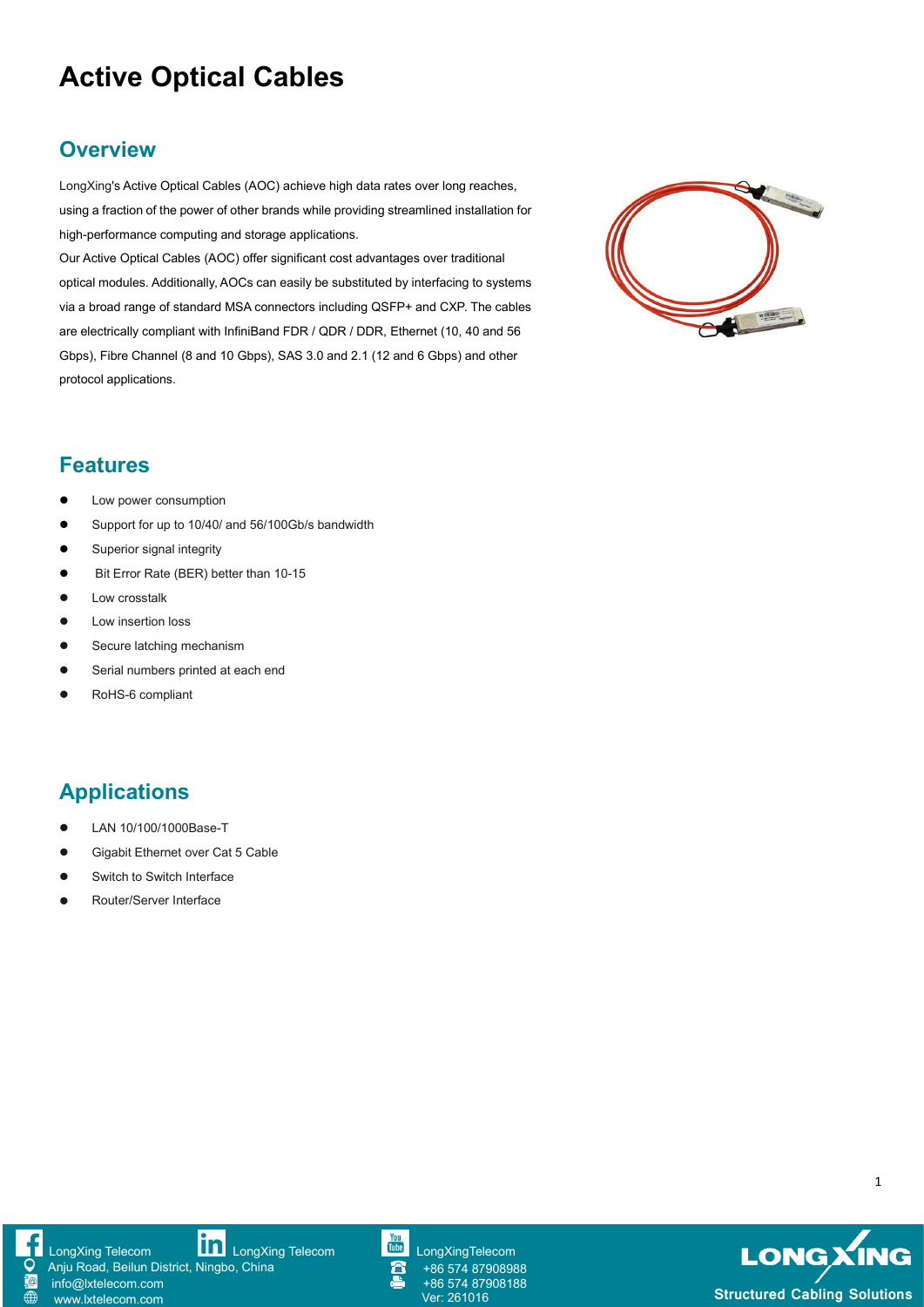# Active Optical Cables

## Overview

LongXing's Active Optical Cables (AOC) achieve high data rates over long reaches, using a fraction of the power of other brands while providing streamlined installation for high-performance computing and storage applications.

Our Active Optical Cables (AOC) offer significant cost advantages over traditional optical modules. Additionally, AOCs can easily be substituted by interfacing to systems via a broad range of standard MSA connectors including QSFP+ and CXP. The cables are electrically compliant with InfiniBand FDR / QDR / DDR, Ethernet (10, 40 and 56 Gbps), Fibre Channel (8 and 10 Gbps), SAS 3.0 and 2.1 (12 and 6 Gbps) and other protocol applications.

## Features

- Low power consumption
- Support for up to 10/40/ and 56/100Gb/s bandwidth
- Superior signal integrity
- Bit Error Rate (BER) better than 10-15
- Low crosstalk
- Low insertion loss
- Secure latching mechanism
- Serial numbers printed at each end
- RoHS-6 compliant

## Applications

- LAN 10/100/1000Base-T
- Gigabit Ethernet over Cat 5 Cable
- Switch to Switch Interface
- Router/Server Interface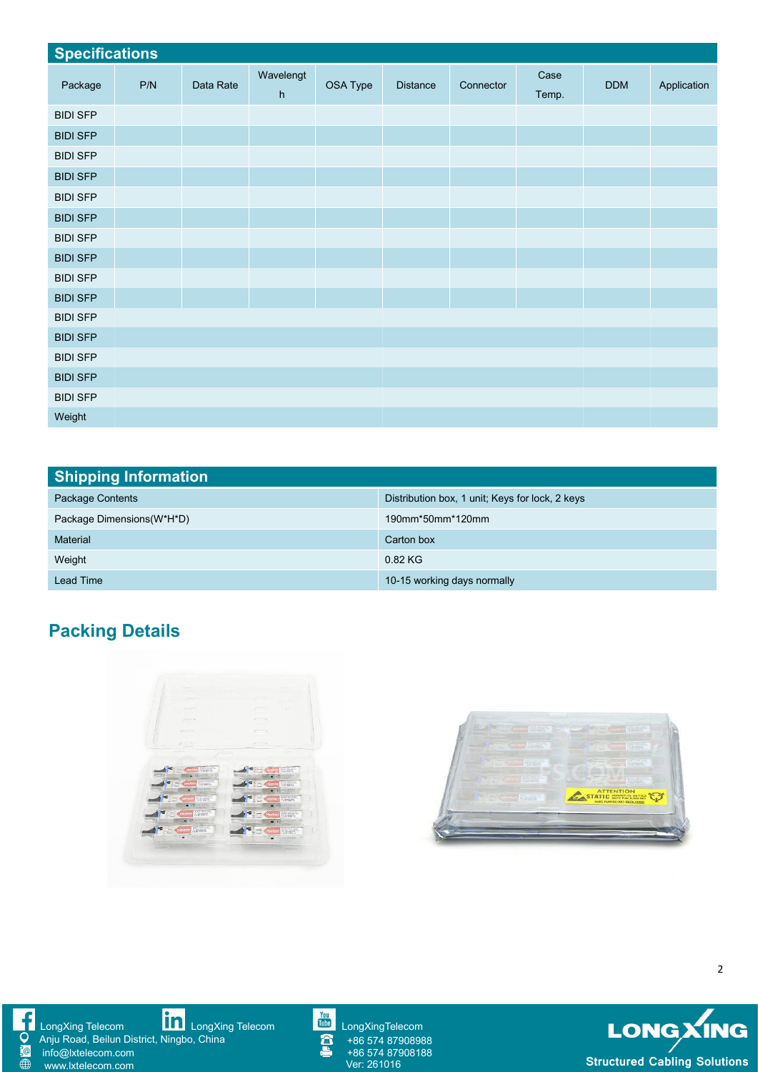## Specifications

| Package | P/N | Data Rate | Wavelength | OSA Type | Distance | Connector | Case Temp. | DDM | Application |
|---|---|---|---|---|---|---|---|---|---|
| BIDI SFP | | | | | | | | | |
| BIDI SFP | | | | | | | | | |
| BIDI SFP | | | | | | | | | |
| BIDI SFP | | | | | | | | | |
| BIDI SFP | | | | | | | | | |
| BIDI SFP | | | | | | | | | |
| BIDI SFP | | | | | | | | | |
| BIDI SFP | | | | | | | | | |
| BIDI SFP | | | | | | | | | |
| BIDI SFP | | | | | | | | | |
| BIDI SFP | | | | | | | | | |
| BIDI SFP | | | | | | | | | |
| BIDI SFP | | | | | | | | | |
| BIDI SFP | | | | | | | | | |
| BIDI SFP | | | | | | | | | |
| Weight | | | | | | | | | |

## Shipping Information

| | |
|---|---|
| Package Contents | Distribution box, 1 unit; Keys for lock, 2 keys |
| Package Dimensions(W*H*D) | 190mm*50mm*120mm |
| Material | Carton box |
| Weight | 0.82 KG |
| Lead Time | 10-15 working days normally |

## Packing Details

LongXing Telecom
LongXing Telecom
LongXingTelecom
Anju Road, Beilun District, Ningbo, China
info@lxtelecom.com
www.lxtelecom.com
+86 574 87908988
+86 574 87908188
Ver: 261016

LONGXING
Structured Cabling Solutions